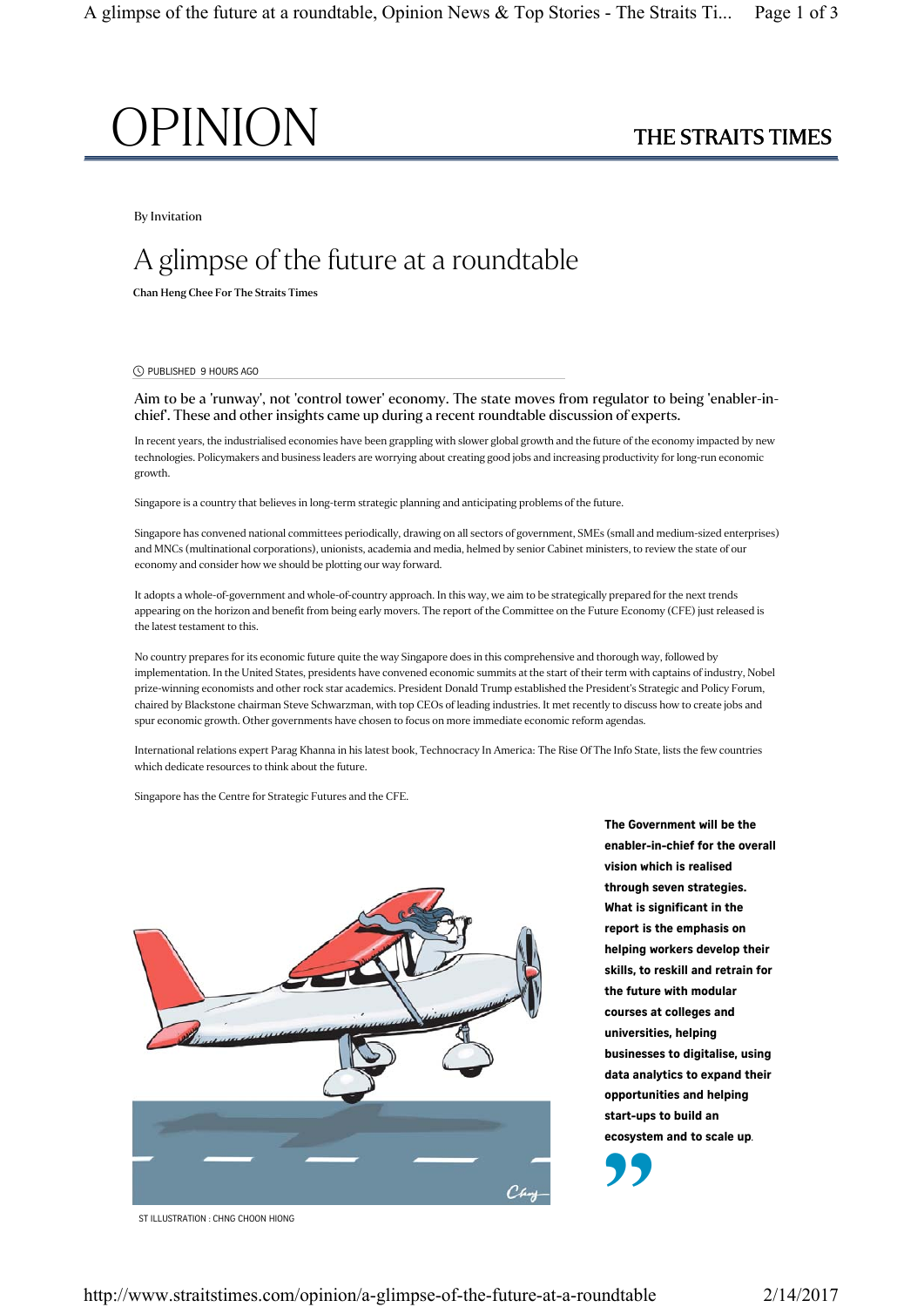OPINION

THE STRAITS TIMES

By Invitation

# A glimpse of the future at a roundtable

**Chan Heng Chee For The Straits Times**

PUBLISHED 9 HOURS AGO

Aim to be a 'runway', not 'control tower' economy. The state moves from regulator to being 'enabler-in-chief'. These and other insights came up during a recent roundtable discussion of experts.

In recent years, the industrialised economies have been grappling with slower global growth and the future of the economy impacted by new technologies. Policymakers and business leaders are worrying about creating good jobs and increasing productivity for long-run economic growth.

Singapore is a country that believes in long-term strategic planning and anticipating problems of the future.

Singapore has convened national committees periodically, drawing on all sectors of government, SMEs (small and medium-sized enterprises) and MNCs (multinational corporations), unionists, academia and media, helmed by senior Cabinet ministers, to review the state of our economy and consider how we should be plotting our way forward.

It adopts a whole-of-government and whole-of-country approach. In this way, we aim to be strategically prepared for the next trends appearing on the horizon and benefit from being early movers. The report of the Committee on the Future Economy (CFE) just released is the latest testament to this.

No country prepares for its economic future quite the way Singapore does in this comprehensive and thorough way, followed by implementation. In the United States, presidents have convened economic summits at the start of their term with captains of industry, Nobel prize-winning economists and other rock star academics. President Donald Trump established the President's Strategic and Policy Forum, chaired by Blackstone chairman Steve Schwarzman, with top CEOs of leading industries. It met recently to discuss how to create jobs and spur economic growth. Other governments have chosen to focus on more immediate economic reform agendas.

International relations expert Parag Khanna in his latest book, Technocracy In America: The Rise Of The Info State, lists the few countries which dedicate resources to think about the future.

Singapore has the Centre for Strategic Futures and the CFE.

ST ILLUSTRATION : CHNG CHOON HIONG

**The Government will be the enabler-in-chief for the overall vision which is realised through seven strategies. What is significant in the report is the emphasis on helping workers develop their skills, to reskill and retrain for the future with modular courses at colleges and universities, helping businesses to digitalise, using data analytics to expand their opportunities and helping start-ups to build an ecosystem and to scale up.**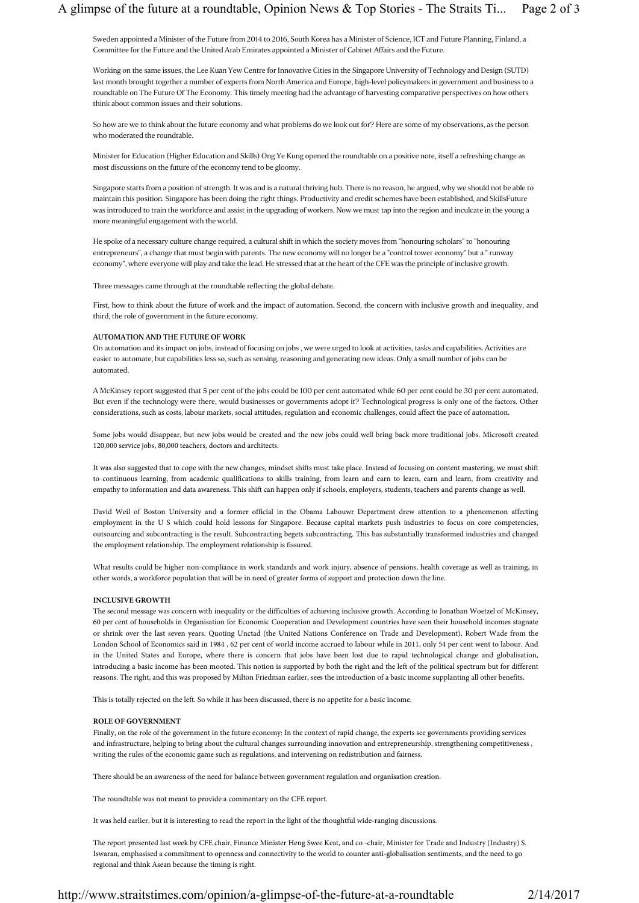Sweden appointed a Minister of the Future from 2014 to 2016, South Korea has a Minister of Science, ICT and Future Planning, Finland, a Committee for the Future and the United Arab Emirates appointed a Minister of Cabinet Affairs and the Future.

Working on the same issues, the Lee Kuan Yew Centre for Innovative Cities in the Singapore University of Technology and Design (SUTD) last month brought together a number of experts from North America and Europe, high-level policymakers in government and business to a roundtable on The Future Of The Economy. This timely meeting had the advantage of harvesting comparative perspectives on how others think about common issues and their solutions.

So how are we to think about the future economy and what problems do we look out for? Here are some of my observations, as the person who moderated the roundtable.

Minister for Education (Higher Education and Skills) Ong Ye Kung opened the roundtable on a positive note, itself a refreshing change as most discussions on the future of the economy tend to be gloomy.

Singapore starts from a position of strength. It was and is a natural thriving hub. There is no reason, he argued, why we should not be able to maintain this position. Singapore has been doing the right things. Productivity and credit schemes have been established, and SkillsFuture was introduced to train the workforce and assist in the upgrading of workers. Now we must tap into the region and inculcate in the young a more meaningful engagement with the world.

He spoke of a necessary culture change required, a cultural shift in which the society moves from "honouring scholars" to "honouring entrepreneurs", a change that must begin with parents. The new economy will no longer be a "control tower economy" but a " runway economy", where everyone will play and take the lead. He stressed that at the heart of the CFE was the principle of inclusive growth.

Three messages came through at the roundtable reflecting the global debate.

First, how to think about the future of work and the impact of automation. Second, the concern with inclusive growth and inequality, and third, the role of government in the future economy.

**AUTOMATION AND THE FUTURE OF WORK**

On automation and its impact on jobs, instead of focusing on jobs , we were urged to look at activities, tasks and capabilities. Activities are easier to automate, but capabilities less so, such as sensing, reasoning and generating new ideas. Only a small number of jobs can be automated.

A McKinsey report suggested that 5 per cent of the jobs could be 100 per cent automated while 60 per cent could be 30 per cent automated. But even if the technology were there, would businesses or governments adopt it? Technological progress is only one of the factors. Other considerations, such as costs, labour markets, social attitudes, regulation and economic challenges, could affect the pace of automation.

Some jobs would disappear, but new jobs would be created and the new jobs could well bring back more traditional jobs. Microsoft created 120,000 service jobs, 80,000 teachers, doctors and architects.

It was also suggested that to cope with the new changes, mindset shifts must take place. Instead of focusing on content mastering, we must shift to continuous learning, from academic qualifications to skills training, from learn and earn to learn, earn and learn, from creativity and empathy to information and data awareness. This shift can happen only if schools, employers, students, teachers and parents change as well.

David Weil of Boston University and a former official in the Obama Labouwr Department drew attention to a phenomenon affecting employment in the U S which could hold lessons for Singapore. Because capital markets push industries to focus on core competencies, outsourcing and subcontracting is the result. Subcontracting begets subcontracting. This has substantially transformed industries and changed the employment relationship. The employment relationship is fissured.

What results could be higher non-compliance in work standards and work injury, absence of pensions, health coverage as well as training, in other words, a workforce population that will be in need of greater forms of support and protection down the line.

**INCLUSIVE GROWTH**

The second message was concern with inequality or the difficulties of achieving inclusive growth. According to Jonathan Woetzel of McKinsey, 60 per cent of households in Organisation for Economic Cooperation and Development countries have seen their household incomes stagnate or shrink over the last seven years. Quoting Unctad (the United Nations Conference on Trade and Development), Robert Wade from the London School of Economics said in 1984 , 62 per cent of world income accrued to labour while in 2011, only 54 per cent went to labour. And in the United States and Europe, where there is concern that jobs have been lost due to rapid technological change and globalisation, introducing a basic income has been mooted. This notion is supported by both the right and the left of the political spectrum but for different reasons. The right, and this was proposed by Milton Friedman earlier, sees the introduction of a basic income supplanting all other benefits.

This is totally rejected on the left. So while it has been discussed, there is no appetite for a basic income.

**ROLE OF GOVERNMENT**

Finally, on the role of the government in the future economy: In the context of rapid change, the experts see governments providing services and infrastructure, helping to bring about the cultural changes surrounding innovation and entrepreneurship, strengthening competitiveness , writing the rules of the economic game such as regulations, and intervening on redistribution and fairness.

There should be an awareness of the need for balance between government regulation and organisation creation.

The roundtable was not meant to provide a commentary on the CFE report.

It was held earlier, but it is interesting to read the report in the light of the thoughtful wide-ranging discussions.

The report presented last week by CFE chair, Finance Minister Heng Swee Keat, and co -chair, Minister for Trade and Industry (Industry) S. Iswaran, emphasised a commitment to openness and connectivity to the world to counter anti-globalisation sentiments, and the need to go regional and think Asean because the timing is right.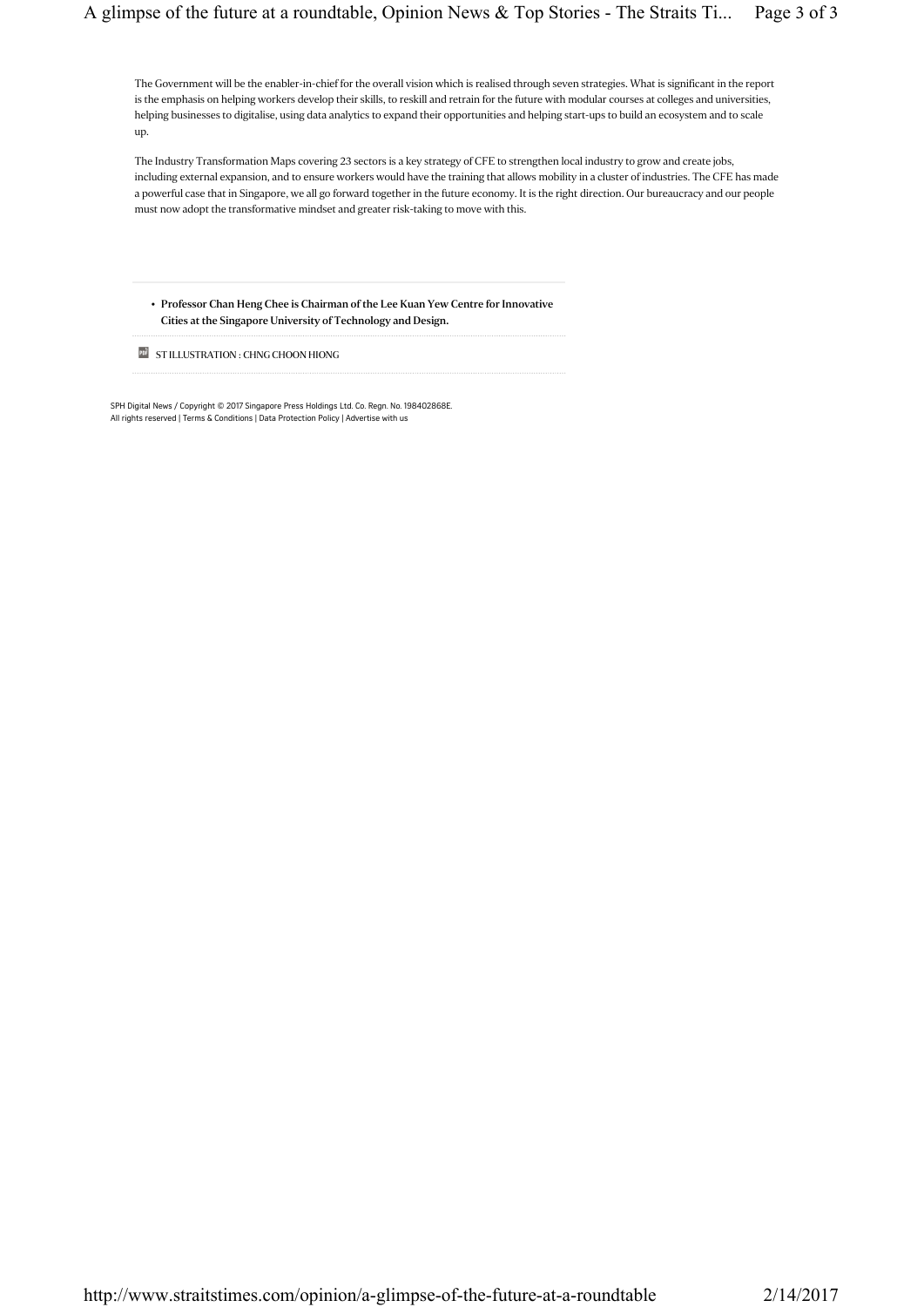The Government will be the enabler-in-chief for the overall vision which is realised through seven strategies. What is significant in the report is the emphasis on helping workers develop their skills, to reskill and retrain for the future with modular courses at colleges and universities, helping businesses to digitalise, using data analytics to expand their opportunities and helping start-ups to build an ecosystem and to scale up.

The Industry Transformation Maps covering 23 sectors is a key strategy of CFE to strengthen local industry to grow and create jobs, including external expansion, and to ensure workers would have the training that allows mobility in a cluster of industries. The CFE has made a powerful case that in Singapore, we all go forward together in the future economy. It is the right direction. Our bureaucracy and our people must now adopt the transformative mindset and greater risk-taking to move with this.

- **Professor Chan Heng Chee is Chairman of the Lee Kuan Yew Centre for Innovative Cities at the Singapore University of Technology and Design.**

ST ILLUSTRATION : CHNG CHOON HIONG

SPH Digital News / Copyright © 2017 Singapore Press Holdings Ltd. Co. Regn. No. 198402868E.
All rights reserved | Terms & Conditions | Data Protection Policy | Advertise with us